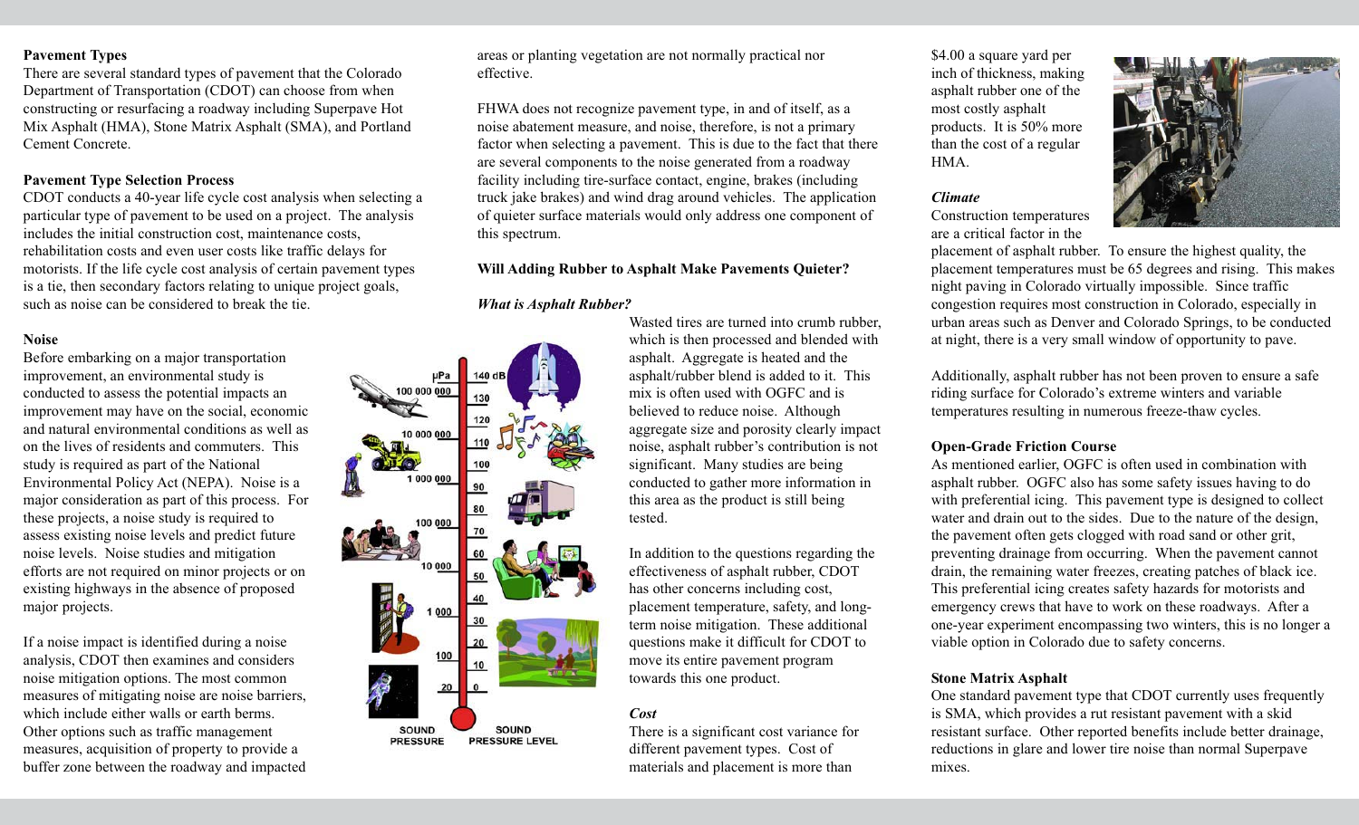**Pavement Types**

There are several standard types of pavement that the Colorado Department of Transportation (CDOT) can choose from when constructing or resurfacing a roadway including Superpave Hot Mix Asphalt (HMA), Stone Matrix Asphalt (SMA), and Portland Cement Concrete.

**Pavement Type Selection Process**

CDOT conducts a 40-year life cycle cost analysis when selecting a particular type of pavement to be used on a project. The analysis includes the initial construction cost, maintenance costs, rehabilitation costs and even user costs like traffic delays for motorists. If the life cycle cost analysis of certain pavement types is a tie, then secondary factors relating to unique project goals, such as noise can be considered to break the tie.

**Noise**

Before embarking on a major transportation improvement, an environmental study is conducted to assess the potential impacts an improvement may have on the social, economic and natural environmental conditions as well as on the lives of residents and commuters. This study is required as part of the National Environmental Policy Act (NEPA). Noise is a major consideration as part of this process. For these projects, a noise study is required to assess existing noise levels and predict future noise levels. Noise studies and mitigation efforts are not required on minor projects or on existing highways in the absence of proposed major projects.

If a noise impact is identified during a noise analysis, CDOT then examines and considers noise mitigation options. The most common measures of mitigating noise are noise barriers, which include either walls or earth berms. Other options such as traffic management measures, acquisition of property to provide a buffer zone between the roadway and impacted areas or planting vegetation are not normally practical nor effective.

FHWA does not recognize pavement type, in and of itself, as a noise abatement measure, and noise, therefore, is not a primary factor when selecting a pavement. This is due to the fact that there are several components to the noise generated from a roadway facility including tire-surface contact, engine, brakes (including truck jake brakes) and wind drag around vehicles. The application of quieter surface materials would only address one component of this spectrum.

**Will Adding Rubber to Asphalt Make Pavements Quieter?**

***What is Asphalt Rubber?***

Wasted tires are turned into crumb rubber, which is then processed and blended with asphalt. Aggregate is heated and the asphalt/rubber blend is added to it. This mix is often used with OGFC and is believed to reduce noise. Although aggregate size and porosity clearly impact noise, asphalt rubber's contribution is not significant. Many studies are being conducted to gather more information in this area as the product is still being tested.

In addition to the questions regarding the effectiveness of asphalt rubber, CDOT has other concerns including cost, placement temperature, safety, and long-term noise mitigation. These additional questions make it difficult for CDOT to move its entire pavement program towards this one product.

***Cost***

There is a significant cost variance for different pavement types. Cost of materials and placement is more than $4.00 a square yard per inch of thickness, making asphalt rubber one of the most costly asphalt products. It is 50% more than the cost of a regular HMA.

***Climate***

Construction temperatures are a critical factor in the placement of asphalt rubber. To ensure the highest quality, the placement temperatures must be 65 degrees and rising. This makes night paving in Colorado virtually impossible. Since traffic congestion requires most construction in Colorado, especially in urban areas such as Denver and Colorado Springs, to be conducted at night, there is a very small window of opportunity to pave.

Additionally, asphalt rubber has not been proven to ensure a safe riding surface for Colorado's extreme winters and variable temperatures resulting in numerous freeze-thaw cycles.

**Open-Grade Friction Course**

As mentioned earlier, OGFC is often used in combination with asphalt rubber. OGFC also has some safety issues having to do with preferential icing. This pavement type is designed to collect water and drain out to the sides. Due to the nature of the design, the pavement often gets clogged with road sand or other grit, preventing drainage from occurring. When the pavement cannot drain, the remaining water freezes, creating patches of black ice. This preferential icing creates safety hazards for motorists and emergency crews that have to work on these roadways. After a one-year experiment encompassing two winters, this is no longer a viable option in Colorado due to safety concerns.

**Stone Matrix Asphalt**

One standard pavement type that CDOT currently uses frequently is SMA, which provides a rut resistant pavement with a skid resistant surface. Other reported benefits include better drainage, reductions in glare and lower tire noise than normal Superpave mixes.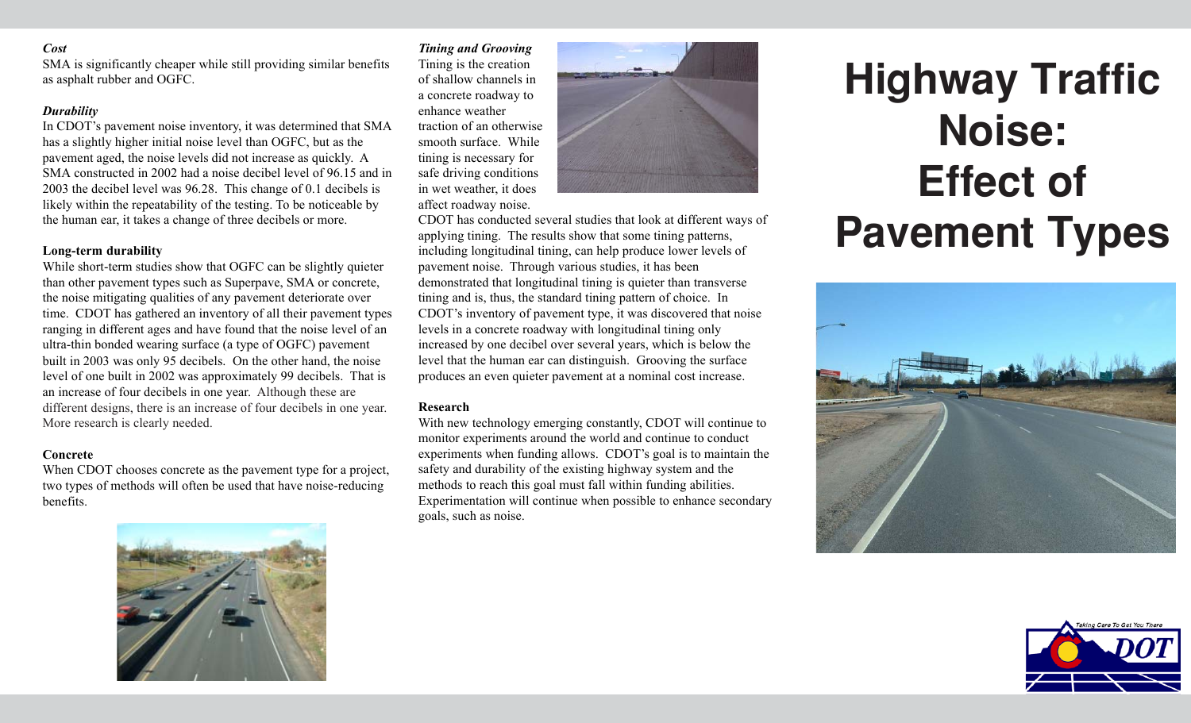### *Cost*

SMA is significantly cheaper while still providing similar benefits as asphalt rubber and OGFC.

### *Durability*

In CDOT's pavement noise inventory, it was determined that SMA has a slightly higher initial noise level than OGFC, but as the pavement aged, the noise levels did not increase as quickly. A SMA constructed in 2002 had a noise decibel level of 96.15 and in 2003 the decibel level was 96.28. This change of 0.1 decibels is likely within the repeatability of the testing. To be noticeable by the human ear, it takes a change of three decibels or more.

### Long-term durability

While short-term studies show that OGFC can be slightly quieter than other pavement types such as Superpave, SMA or concrete, the noise mitigating qualities of any pavement deteriorate over time. CDOT has gathered an inventory of all their pavement types ranging in different ages and have found that the noise level of an ultra-thin bonded wearing surface (a type of OGFC) pavement built in 2003 was only 95 decibels. On the other hand, the noise level of one built in 2002 was approximately 99 decibels. That is an increase of four decibels in one year. Although these are different designs, there is an increase of four decibels in one year. More research is clearly needed.

### Concrete

When CDOT chooses concrete as the pavement type for a project, two types of methods will often be used that have noise-reducing benefits.

### *Tining and Grooving*

Tining is the creation of shallow channels in a concrete roadway to enhance weather traction of an otherwise smooth surface. While tining is necessary for safe driving conditions in wet weather, it does affect roadway noise. CDOT has conducted several studies that look at different ways of applying tining. The results show that some tining patterns, including longitudinal tining, can help produce lower levels of pavement noise. Through various studies, it has been demonstrated that longitudinal tining is quieter than transverse tining and is, thus, the standard tining pattern of choice. In CDOT's inventory of pavement type, it was discovered that noise levels in a concrete roadway with longitudinal tining only increased by one decibel over several years, which is below the level that the human ear can distinguish. Grooving the surface produces an even quieter pavement at a nominal cost increase.

### Research

With new technology emerging constantly, CDOT will continue to monitor experiments around the world and continue to conduct experiments when funding allows. CDOT's goal is to maintain the safety and durability of the existing highway system and the methods to reach this goal must fall within funding abilities. Experimentation will continue when possible to enhance secondary goals, such as noise.

# Highway Traffic Noise: Effect of Pavement Types

Taking Care To Get You There

DOT